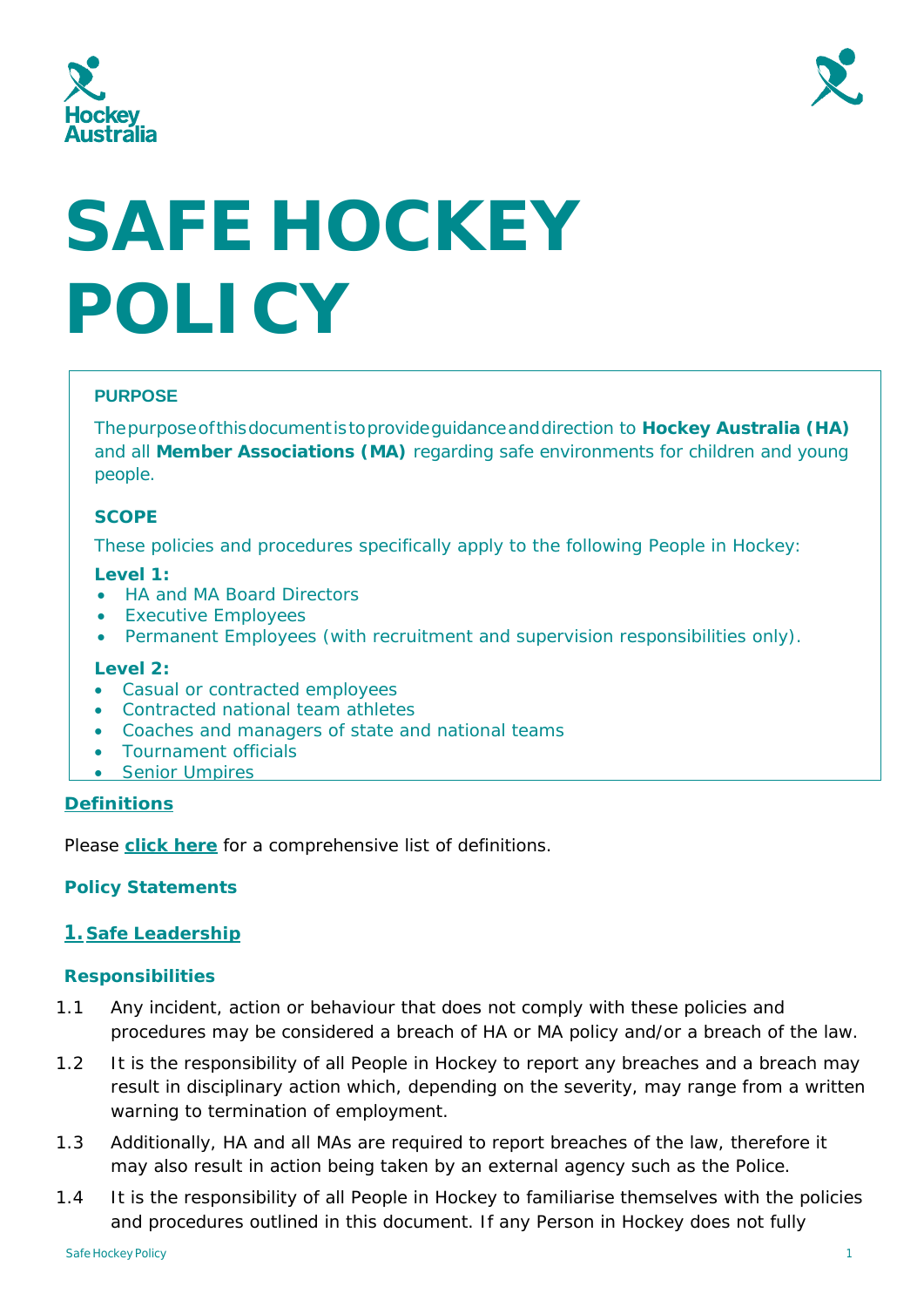# SAFE HOCKEY POLICY

**PURPOSE**

The purpose of this document is to provide guidance and direction to **Hockey Australia (HA)** and all **Member Associations (MA)** regarding safe environments for children and young people.

**SCOPE**

These policies and procedures specifically apply to the following People in Hockey:

**Level 1:**

- HA and MA Board Directors
- Executive Employees
- Permanent Employees (with recruitment and supervision responsibilities only).

**Level 2:**

- Casual or contracted employees
- Contracted national team athletes
- Coaches and managers of state and national teams
- Tournament officials
- Senior Umpires

## Definitions

Please **click here** for a comprehensive list of definitions.

## Policy Statements

### 1. Safe Leadership

#### Responsibilities

1.1 Any incident, action or behaviour that does not comply with these policies and procedures may be considered a breach of HA or MA policy and/or a breach of the law.

1.2 It is the responsibility of all People in Hockey to report any breaches and a breach may result in disciplinary action which, depending on the severity, may range from a written warning to termination of employment.

1.3 Additionally, HA and all MAs are required to report breaches of the law, therefore it may also result in action being taken by an external agency such as the Police.

1.4 It is the responsibility of all People in Hockey to familiarise themselves with the policies and procedures outlined in this document. If any Person in Hockey does not fully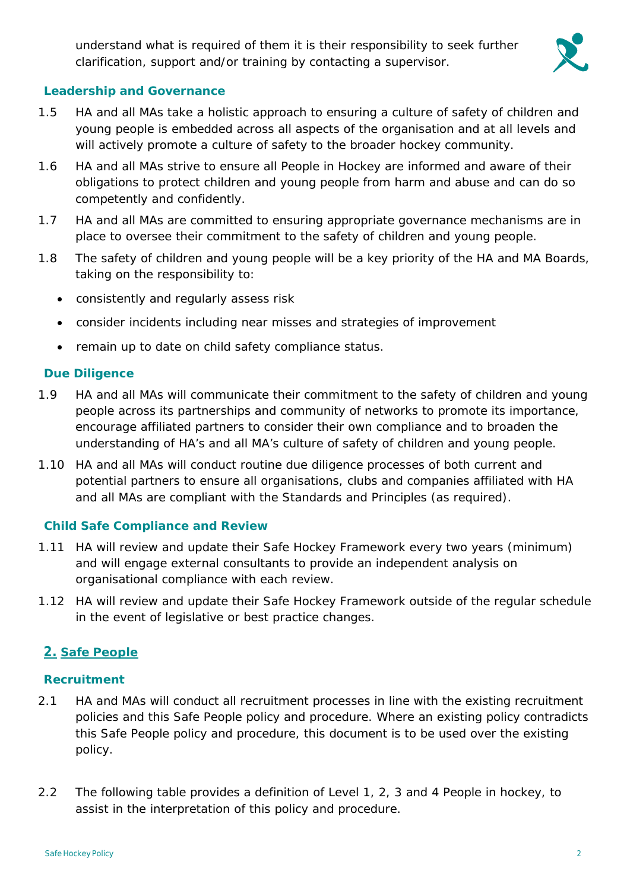understand what is required of them it is their responsibility to seek further clarification, support and/or training by contacting a supervisor.

### Leadership and Governance

1.5 HA and all MAs take a holistic approach to ensuring a culture of safety of children and young people is embedded across all aspects of the organisation and at all levels and will actively promote a culture of safety to the broader hockey community.

1.6 HA and all MAs strive to ensure all People in Hockey are informed and aware of their obligations to protect children and young people from harm and abuse and can do so competently and confidently.

1.7 HA and all MAs are committed to ensuring appropriate governance mechanisms are in place to oversee their commitment to the safety of children and young people.

1.8 The safety of children and young people will be a key priority of the HA and MA Boards, taking on the responsibility to:

- consistently and regularly assess risk
- consider incidents including near misses and strategies of improvement
- remain up to date on child safety compliance status.

### Due Diligence

1.9 HA and all MAs will communicate their commitment to the safety of children and young people across its partnerships and community of networks to promote its importance, encourage affiliated partners to consider their own compliance and to broaden the understanding of HA's and all MA's culture of safety of children and young people.

1.10 HA and all MAs will conduct routine due diligence processes of both current and potential partners to ensure all organisations, clubs and companies affiliated with HA and all MAs are compliant with the Standards and Principles (as required).

### Child Safe Compliance and Review

1.11 HA will review and update their Safe Hockey Framework every two years (minimum) and will engage external consultants to provide an independent analysis on organisational compliance with each review.

1.12 HA will review and update their Safe Hockey Framework outside of the regular schedule in the event of legislative or best practice changes.

## 2. Safe People

### Recruitment

2.1 HA and MAs will conduct all recruitment processes in line with the existing recruitment policies and this Safe People policy and procedure. Where an existing policy contradicts this Safe People policy and procedure, this document is to be used over the existing policy.

2.2 The following table provides a definition of Level 1, 2, 3 and 4 People in hockey, to assist in the interpretation of this policy and procedure.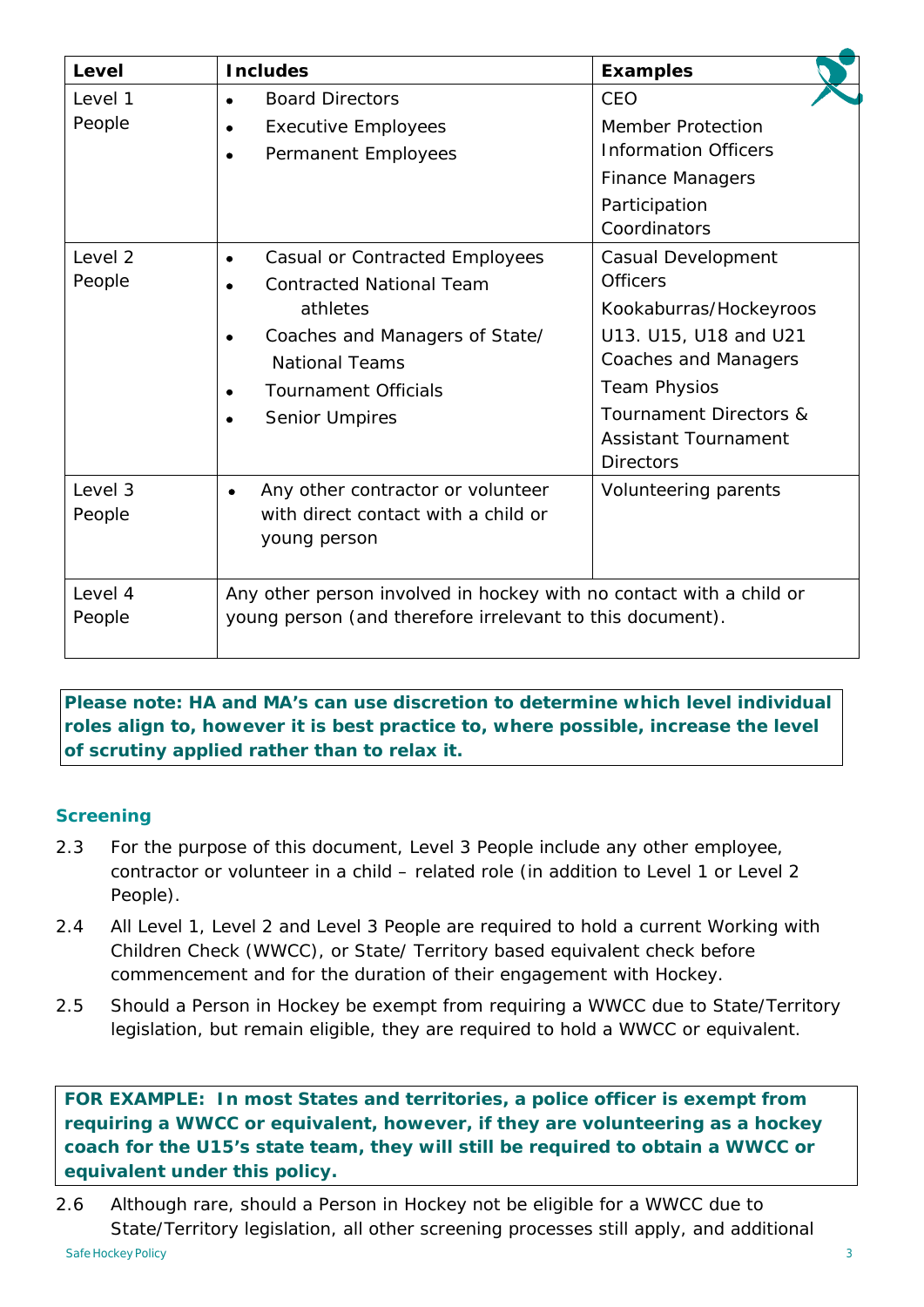| Level | Includes | Examples |
|---|---|---|
| Level 1 People | • Board Directors<br>• Executive Employees<br>• Permanent Employees | CEO<br>Member Protection Information Officers<br>Finance Managers<br>Participation Coordinators |
| Level 2 People | • Casual or Contracted Employees<br>• Contracted National Team athletes<br>• Coaches and Managers of State/ National Teams<br>• Tournament Officials<br>• Senior Umpires | Casual Development Officers<br>Kookaburras/Hockeyroos<br>U13. U15, U18 and U21 Coaches and Managers<br>Team Physios<br>Tournament Directors & Assistant Tournament Directors |
| Level 3 People | • Any other contractor or volunteer with direct contact with a child or young person | Volunteering parents |
| Level 4 People | Any other person involved in hockey with no contact with a child or young person (and therefore irrelevant to this document). | |

**Please note: HA and MA's can use discretion to determine which level individual roles align to, however it is best practice to, where possible, increase the level of scrutiny applied rather than to relax it.**

### Screening

2.3 For the purpose of this document, Level 3 People include any other employee, contractor or volunteer in a child – related role (in addition to Level 1 or Level 2 People).

2.4 All Level 1, Level 2 and Level 3 People are required to hold a current Working with Children Check (WWCC), or State/ Territory based equivalent check before commencement and for the duration of their engagement with Hockey.

2.5 Should a Person in Hockey be exempt from requiring a WWCC due to State/Territory legislation, but remain eligible, they are required to hold a WWCC or equivalent.

**FOR EXAMPLE: In most States and territories, a police officer is exempt from requiring a WWCC or equivalent, however, if they are volunteering as a hockey coach for the U15's state team, they will still be required to obtain a WWCC or equivalent under this policy.**

2.6 Although rare, should a Person in Hockey not be eligible for a WWCC due to State/Territory legislation, all other screening processes still apply, and additional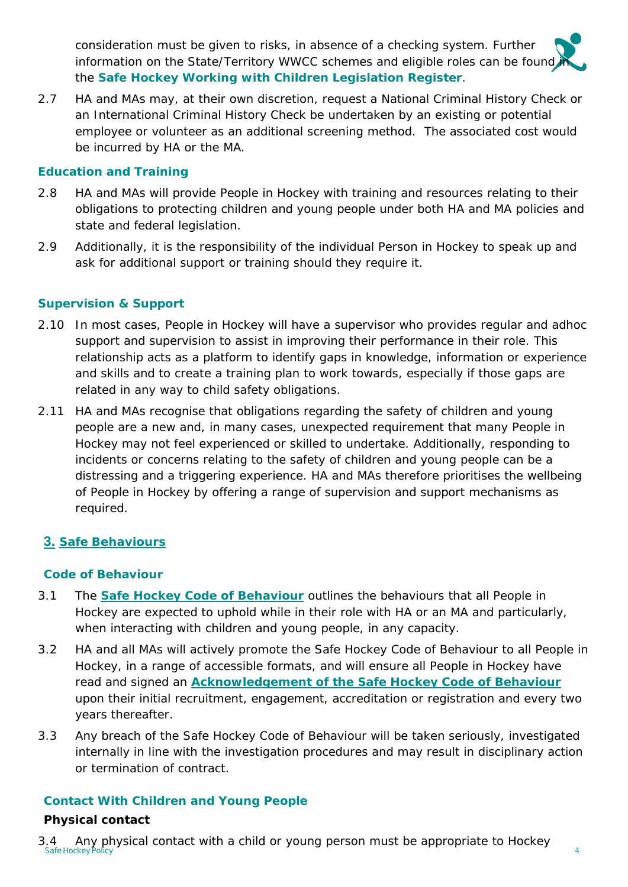consideration must be given to risks, in absence of a checking system. Further information on the State/Territory WWCC schemes and eligible roles can be found in the **Safe Hockey Working with Children Legislation Register**.

2.7 HA and MAs may, at their own discretion, request a National Criminal History Check or an International Criminal History Check be undertaken by an existing or potential employee or volunteer as an additional screening method. The associated cost would be incurred by HA or the MA.

### Education and Training

2.8 HA and MAs will provide People in Hockey with training and resources relating to their obligations to protecting children and young people under both HA and MA policies and state and federal legislation.

2.9 Additionally, it is the responsibility of the individual Person in Hockey to speak up and ask for additional support or training should they require it.

### Supervision & Support

2.10 In most cases, People in Hockey will have a supervisor who provides regular and adhoc support and supervision to assist in improving their performance in their role. This relationship acts as a platform to identify gaps in knowledge, information or experience and skills and to create a training plan to work towards, especially if those gaps are related in any way to child safety obligations.

2.11 HA and MAs recognise that obligations regarding the safety of children and young people are a new and, in many cases, unexpected requirement that many People in Hockey may not feel experienced or skilled to undertake. Additionally, responding to incidents or concerns relating to the safety of children and young people can be a distressing and a triggering experience. HA and MAs therefore prioritises the wellbeing of People in Hockey by offering a range of supervision and support mechanisms as required.

## 3. Safe Behaviours

### Code of Behaviour

3.1 The **Safe Hockey Code of Behaviour** outlines the behaviours that all People in Hockey are expected to uphold while in their role with HA or an MA and particularly, when interacting with children and young people, in any capacity.

3.2 HA and all MAs will actively promote the Safe Hockey Code of Behaviour to all People in Hockey, in a range of accessible formats, and will ensure all People in Hockey have read and signed an **Acknowledgement of the Safe Hockey Code of Behaviour** upon their initial recruitment, engagement, accreditation or registration and every two years thereafter.

3.3 Any breach of the Safe Hockey Code of Behaviour will be taken seriously, investigated internally in line with the investigation procedures and may result in disciplinary action or termination of contract.

### Contact With Children and Young People

**Physical contact**

3.4 Any physical contact with a child or young person must be appropriate to Hockey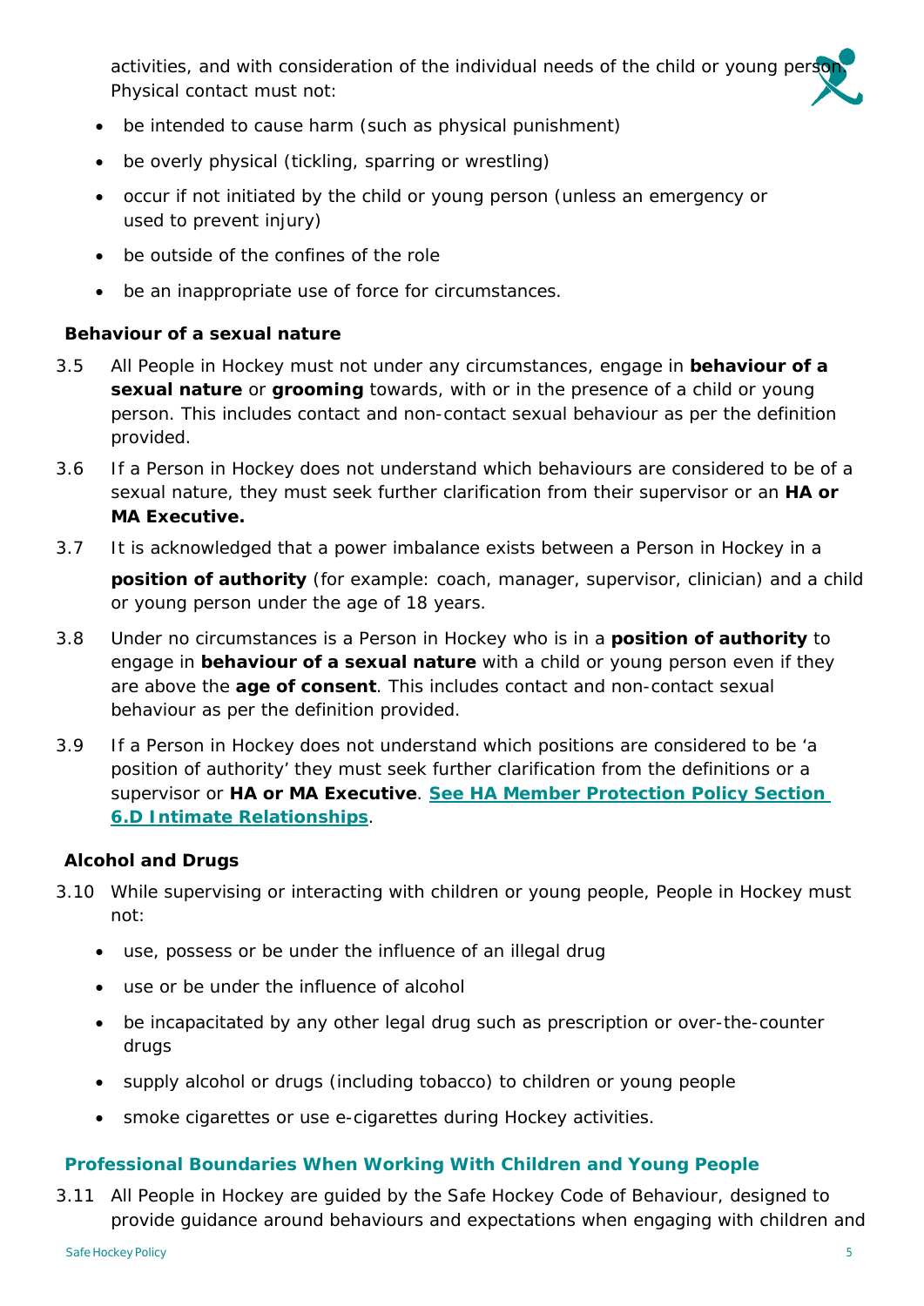activities, and with consideration of the individual needs of the child or young person. Physical contact must not:

- be intended to cause harm (such as physical punishment)
- be overly physical (tickling, sparring or wrestling)
- occur if not initiated by the child or young person (unless an emergency or used to prevent injury)
- be outside of the confines of the role
- be an inappropriate use of force for circumstances.

**Behaviour of a sexual nature**

3.5 All People in Hockey must not under any circumstances, engage in **behaviour of a sexual nature** or **grooming** towards, with or in the presence of a child or young person. This includes contact and non-contact sexual behaviour as per the definition provided.

3.6 If a Person in Hockey does not understand which behaviours are considered to be of a sexual nature, they must seek further clarification from their supervisor or an **HA or MA Executive.**

3.7 It is acknowledged that a power imbalance exists between a Person in Hockey in a **position of authority** (for example: coach, manager, supervisor, clinician) and a child or young person under the age of 18 years.

3.8 Under no circumstances is a Person in Hockey who is in a **position of authority** to engage in **behaviour of a sexual nature** with a child or young person even if they are above the **age of consent**. This includes contact and non-contact sexual behaviour as per the definition provided.

3.9 If a Person in Hockey does not understand which positions are considered to be 'a position of authority' they must seek further clarification from the definitions or a supervisor or **HA or MA Executive**. **See HA Member Protection Policy Section 6.D Intimate Relationships**.

**Alcohol and Drugs**

3.10 While supervising or interacting with children or young people, People in Hockey must not:

- use, possess or be under the influence of an illegal drug
- use or be under the influence of alcohol
- be incapacitated by any other legal drug such as prescription or over-the-counter drugs
- supply alcohol or drugs (including tobacco) to children or young people
- smoke cigarettes or use e-cigarettes during Hockey activities.

## Professional Boundaries When Working With Children and Young People

3.11 All People in Hockey are guided by the Safe Hockey Code of Behaviour, designed to provide guidance around behaviours and expectations when engaging with children and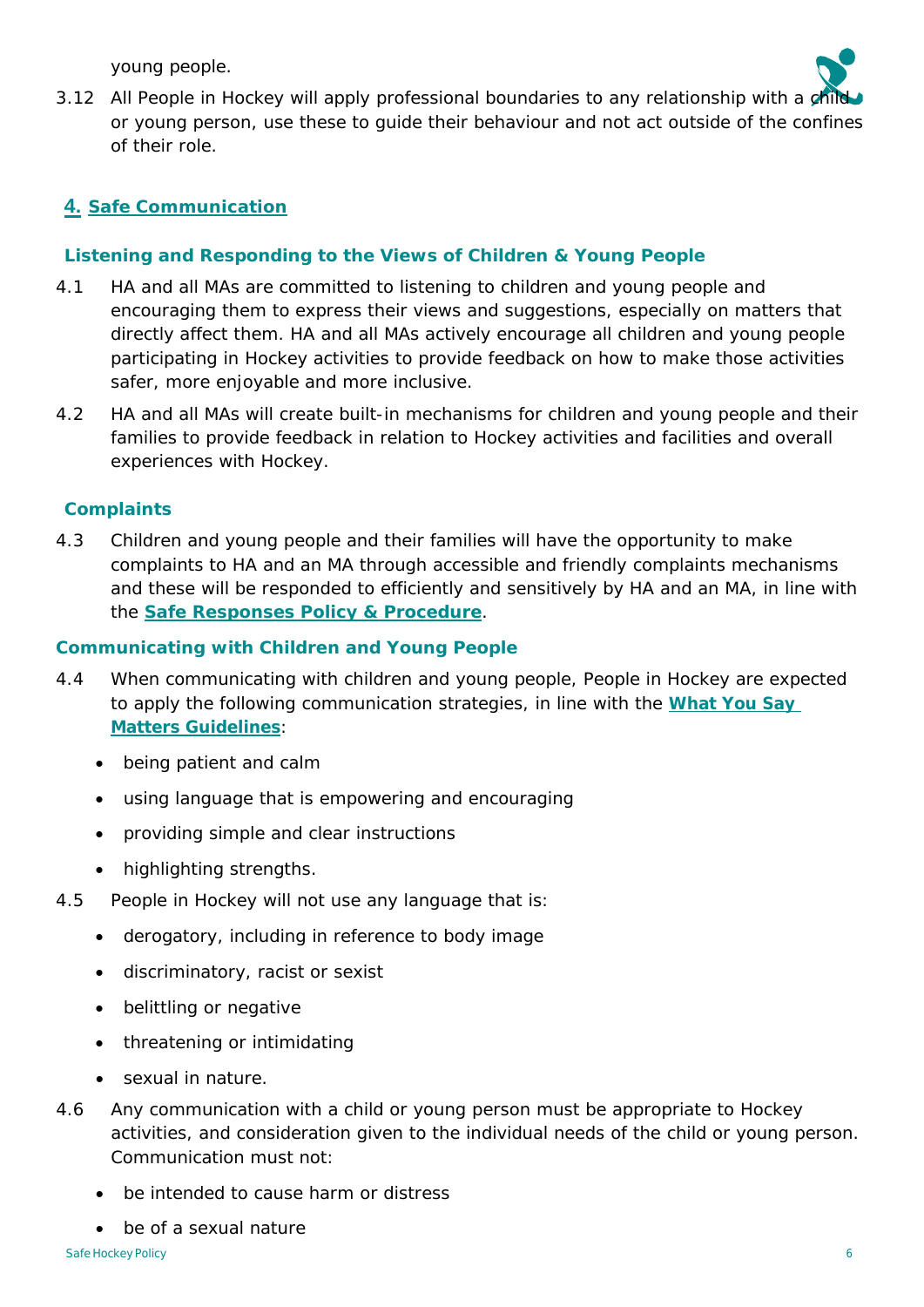young people.

3.12 All People in Hockey will apply professional boundaries to any relationship with a child or young person, use these to guide their behaviour and not act outside of the confines of their role.

## 4. Safe Communication

### Listening and Responding to the Views of Children & Young People

4.1 HA and all MAs are committed to listening to children and young people and encouraging them to express their views and suggestions, especially on matters that directly affect them. HA and all MAs actively encourage all children and young people participating in Hockey activities to provide feedback on how to make those activities safer, more enjoyable and more inclusive.

4.2 HA and all MAs will create built-in mechanisms for children and young people and their families to provide feedback in relation to Hockey activities and facilities and overall experiences with Hockey.

### Complaints

4.3 Children and young people and their families will have the opportunity to make complaints to HA and an MA through accessible and friendly complaints mechanisms and these will be responded to efficiently and sensitively by HA and an MA, in line with the **Safe Responses Policy & Procedure**.

### Communicating with Children and Young People

4.4 When communicating with children and young people, People in Hockey are expected to apply the following communication strategies, in line with the **What You Say Matters Guidelines**:

- being patient and calm
- using language that is empowering and encouraging
- providing simple and clear instructions
- highlighting strengths.

4.5 People in Hockey will not use any language that is:

- derogatory, including in reference to body image
- discriminatory, racist or sexist
- belittling or negative
- threatening or intimidating
- sexual in nature.

4.6 Any communication with a child or young person must be appropriate to Hockey activities, and consideration given to the individual needs of the child or young person. Communication must not:

- be intended to cause harm or distress
- be of a sexual nature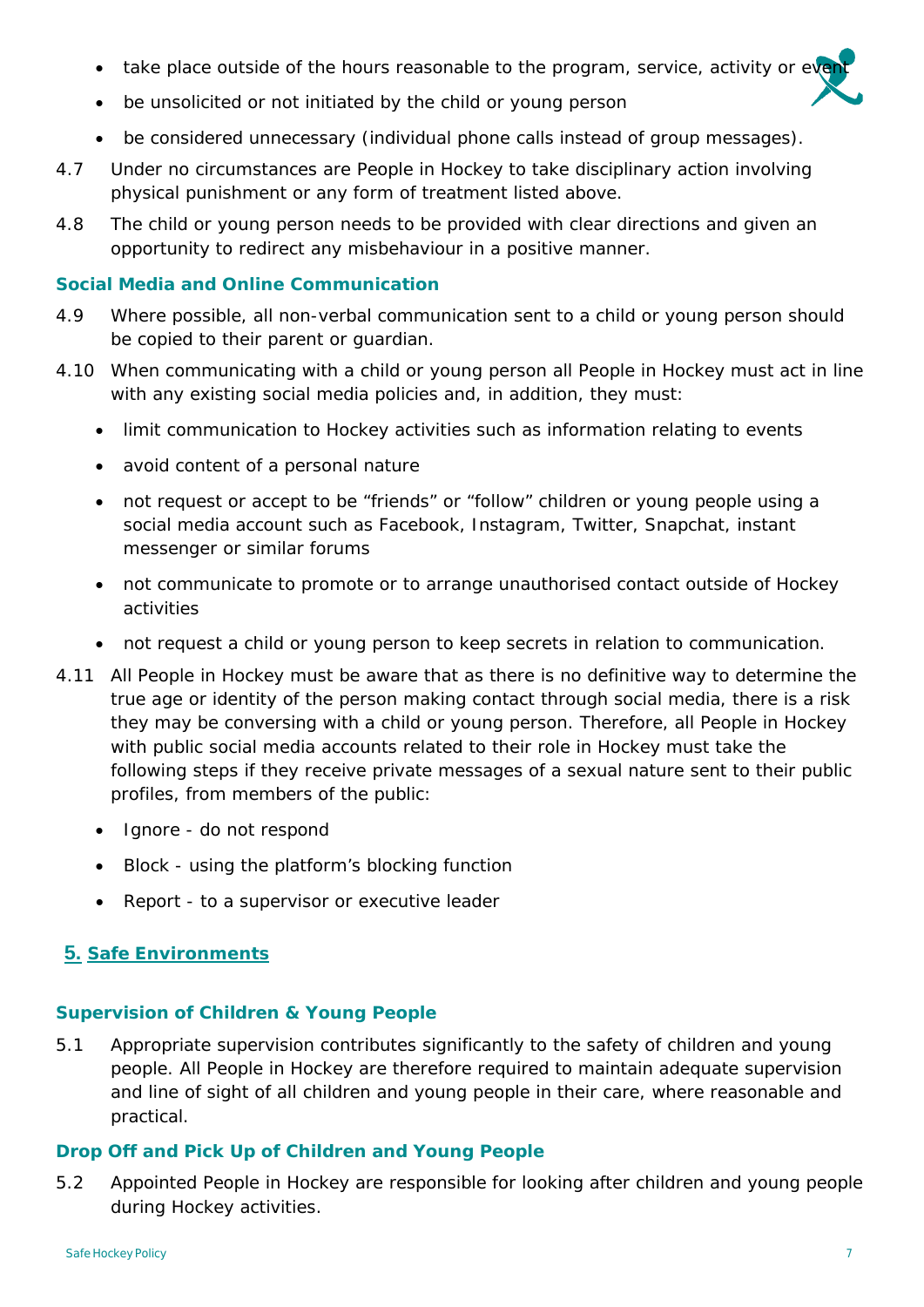- take place outside of the hours reasonable to the program, service, activity or event
- be unsolicited or not initiated by the child or young person
- be considered unnecessary (individual phone calls instead of group messages).

4.7 Under no circumstances are People in Hockey to take disciplinary action involving physical punishment or any form of treatment listed above.

4.8 The child or young person needs to be provided with clear directions and given an opportunity to redirect any misbehaviour in a positive manner.

### Social Media and Online Communication

4.9 Where possible, all non-verbal communication sent to a child or young person should be copied to their parent or guardian.

4.10 When communicating with a child or young person all People in Hockey must act in line with any existing social media policies and, in addition, they must:

- limit communication to Hockey activities such as information relating to events
- avoid content of a personal nature
- not request or accept to be "friends" or "follow" children or young people using a social media account such as Facebook, Instagram, Twitter, Snapchat, instant messenger or similar forums
- not communicate to promote or to arrange unauthorised contact outside of Hockey activities
- not request a child or young person to keep secrets in relation to communication.

4.11 All People in Hockey must be aware that as there is no definitive way to determine the true age or identity of the person making contact through social media, there is a risk they may be conversing with a child or young person. Therefore, all People in Hockey with public social media accounts related to their role in Hockey must take the following steps if they receive private messages of a sexual nature sent to their public profiles, from members of the public:

- Ignore - do not respond
- Block - using the platform's blocking function
- Report - to a supervisor or executive leader

## 5. Safe Environments

### Supervision of Children & Young People

5.1 Appropriate supervision contributes significantly to the safety of children and young people. All People in Hockey are therefore required to maintain adequate supervision and line of sight of all children and young people in their care, where reasonable and practical.

### Drop Off and Pick Up of Children and Young People

5.2 Appointed People in Hockey are responsible for looking after children and young people during Hockey activities.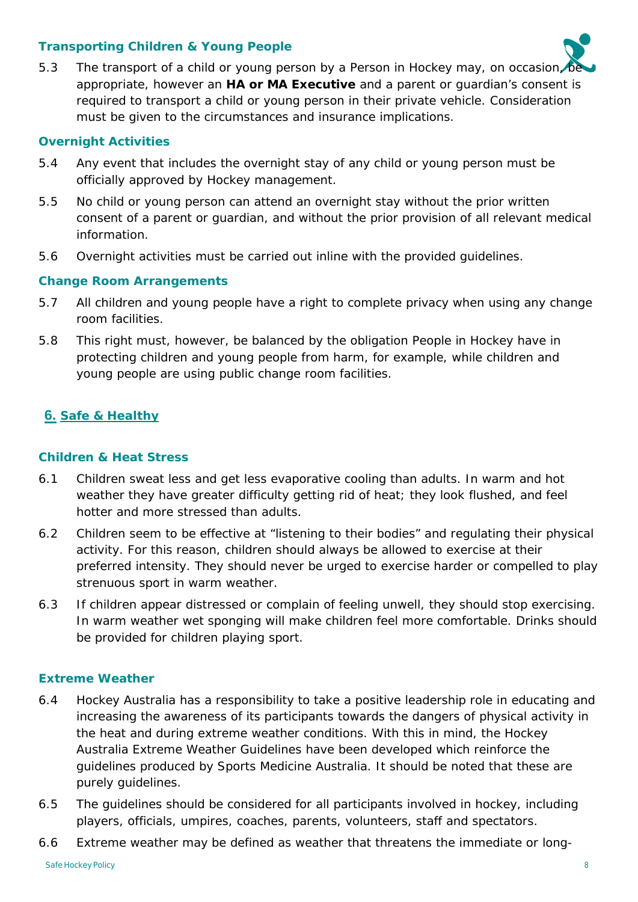### Transporting Children & Young People

5.3 The transport of a child or young person by a Person in Hockey may, on occasion, be appropriate, however an **HA or MA Executive** and a parent or guardian's consent is required to transport a child or young person in their private vehicle. Consideration must be given to the circumstances and insurance implications.

### Overnight Activities

5.4 Any event that includes the overnight stay of any child or young person must be officially approved by Hockey management.

5.5 No child or young person can attend an overnight stay without the prior written consent of a parent or guardian, and without the prior provision of all relevant medical information.

5.6 Overnight activities must be carried out inline with the provided guidelines.

### Change Room Arrangements

5.7 All children and young people have a right to complete privacy when using any change room facilities.

5.8 This right must, however, be balanced by the obligation People in Hockey have in protecting children and young people from harm, for example, while children and young people are using public change room facilities.

## 6. Safe & Healthy

### Children & Heat Stress

6.1 Children sweat less and get less evaporative cooling than adults. In warm and hot weather they have greater difficulty getting rid of heat; they look flushed, and feel hotter and more stressed than adults.

6.2 Children seem to be effective at "listening to their bodies" and regulating their physical activity. For this reason, children should always be allowed to exercise at their preferred intensity. They should never be urged to exercise harder or compelled to play strenuous sport in warm weather.

6.3 If children appear distressed or complain of feeling unwell, they should stop exercising. In warm weather wet sponging will make children feel more comfortable. Drinks should be provided for children playing sport.

### Extreme Weather

6.4 Hockey Australia has a responsibility to take a positive leadership role in educating and increasing the awareness of its participants towards the dangers of physical activity in the heat and during extreme weather conditions. With this in mind, the Hockey Australia Extreme Weather Guidelines have been developed which reinforce the guidelines produced by Sports Medicine Australia. It should be noted that these are purely guidelines.

6.5 The guidelines should be considered for all participants involved in hockey, including players, officials, umpires, coaches, parents, volunteers, staff and spectators.

6.6 Extreme weather may be defined as weather that threatens the immediate or long-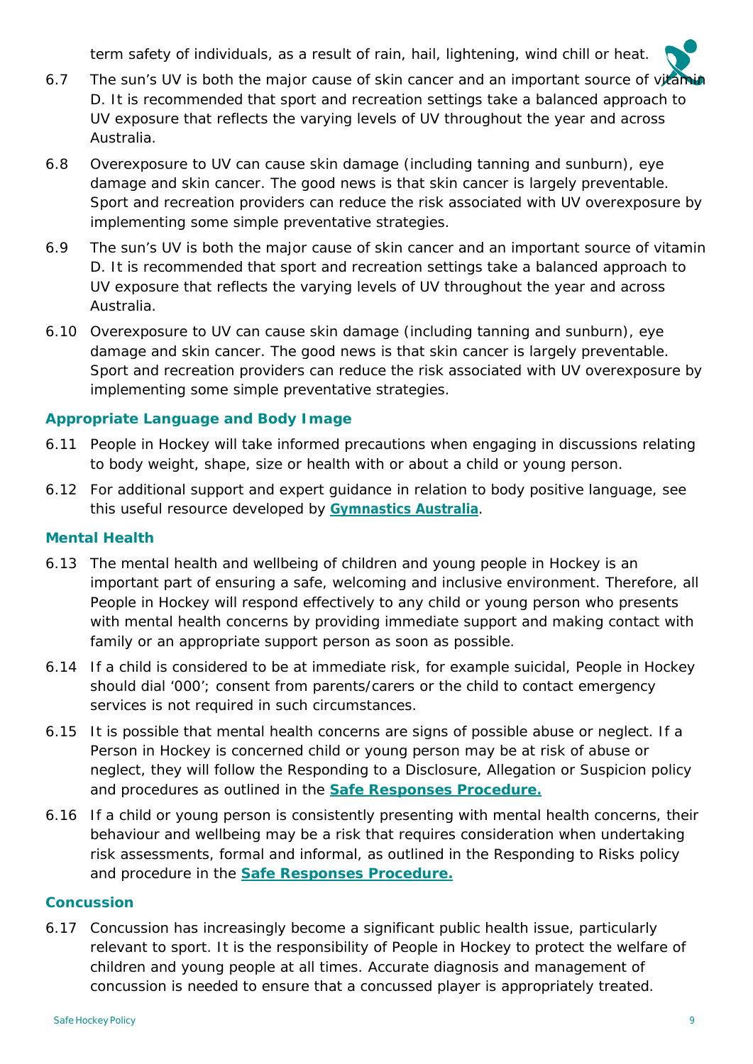term safety of individuals, as a result of rain, hail, lightening, wind chill or heat.

6.7 The sun's UV is both the major cause of skin cancer and an important source of vitamin D. It is recommended that sport and recreation settings take a balanced approach to UV exposure that reflects the varying levels of UV throughout the year and across Australia.

6.8 Overexposure to UV can cause skin damage (including tanning and sunburn), eye damage and skin cancer. The good news is that skin cancer is largely preventable. Sport and recreation providers can reduce the risk associated with UV overexposure by implementing some simple preventative strategies.

6.9 The sun's UV is both the major cause of skin cancer and an important source of vitamin D. It is recommended that sport and recreation settings take a balanced approach to UV exposure that reflects the varying levels of UV throughout the year and across Australia.

6.10 Overexposure to UV can cause skin damage (including tanning and sunburn), eye damage and skin cancer. The good news is that skin cancer is largely preventable. Sport and recreation providers can reduce the risk associated with UV overexposure by implementing some simple preventative strategies.

### Appropriate Language and Body Image

6.11 People in Hockey will take informed precautions when engaging in discussions relating to body weight, shape, size or health with or about a child or young person.

6.12 For additional support and expert guidance in relation to body positive language, see this useful resource developed by **Gymnastics Australia**.

### Mental Health

6.13 The mental health and wellbeing of children and young people in Hockey is an important part of ensuring a safe, welcoming and inclusive environment. Therefore, all People in Hockey will respond effectively to any child or young person who presents with mental health concerns by providing immediate support and making contact with family or an appropriate support person as soon as possible.

6.14 If a child is considered to be at immediate risk, for example suicidal, People in Hockey should dial '000'; consent from parents/carers or the child to contact emergency services is not required in such circumstances.

6.15 It is possible that mental health concerns are signs of possible abuse or neglect. If a Person in Hockey is concerned child or young person may be at risk of abuse or neglect, they will follow the Responding to a Disclosure, Allegation or Suspicion policy and procedures as outlined in the **Safe Responses Procedure.**

6.16 If a child or young person is consistently presenting with mental health concerns, their behaviour and wellbeing may be a risk that requires consideration when undertaking risk assessments, formal and informal, as outlined in the Responding to Risks policy and procedure in the **Safe Responses Procedure.**

### Concussion

6.17 Concussion has increasingly become a significant public health issue, particularly relevant to sport. It is the responsibility of People in Hockey to protect the welfare of children and young people at all times. Accurate diagnosis and management of concussion is needed to ensure that a concussed player is appropriately treated.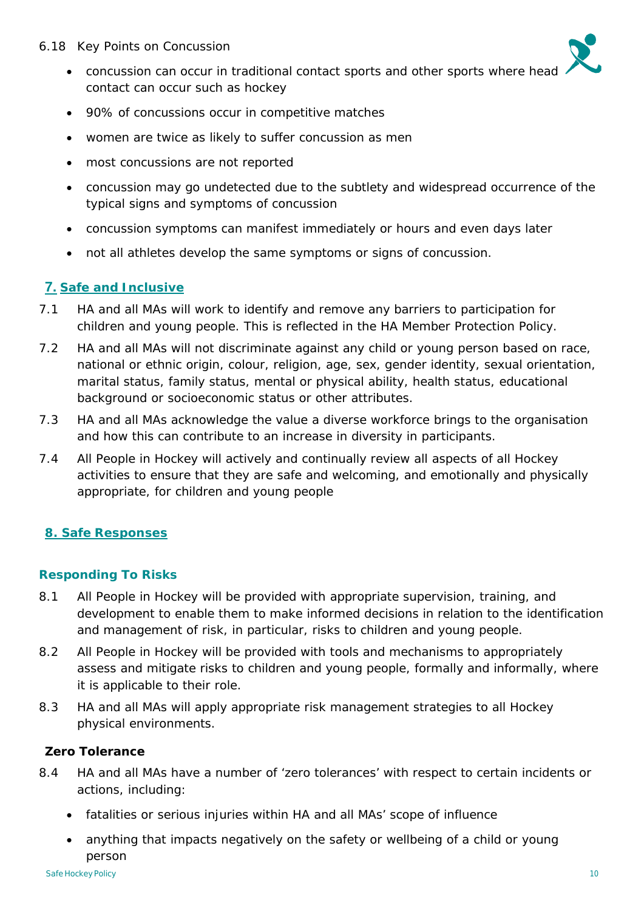6.18 Key Points on Concussion

- concussion can occur in traditional contact sports and other sports where head contact can occur such as hockey
- 90% of concussions occur in competitive matches
- women are twice as likely to suffer concussion as men
- most concussions are not reported
- concussion may go undetected due to the subtlety and widespread occurrence of the typical signs and symptoms of concussion
- concussion symptoms can manifest immediately or hours and even days later
- not all athletes develop the same symptoms or signs of concussion.

## 7. Safe and Inclusive

7.1 HA and all MAs will work to identify and remove any barriers to participation for children and young people. This is reflected in the HA Member Protection Policy.

7.2 HA and all MAs will not discriminate against any child or young person based on race, national or ethnic origin, colour, religion, age, sex, gender identity, sexual orientation, marital status, family status, mental or physical ability, health status, educational background or socioeconomic status or other attributes.

7.3 HA and all MAs acknowledge the value a diverse workforce brings to the organisation and how this can contribute to an increase in diversity in participants.

7.4 All People in Hockey will actively and continually review all aspects of all Hockey activities to ensure that they are safe and welcoming, and emotionally and physically appropriate, for children and young people

## 8. Safe Responses

### Responding To Risks

8.1 All People in Hockey will be provided with appropriate supervision, training, and development to enable them to make informed decisions in relation to the identification and management of risk, in particular, risks to children and young people.

8.2 All People in Hockey will be provided with tools and mechanisms to appropriately assess and mitigate risks to children and young people, formally and informally, where it is applicable to their role.

8.3 HA and all MAs will apply appropriate risk management strategies to all Hockey physical environments.

### Zero Tolerance

8.4 HA and all MAs have a number of 'zero tolerances' with respect to certain incidents or actions, including:

- fatalities or serious injuries within HA and all MAs' scope of influence
- anything that impacts negatively on the safety or wellbeing of a child or young person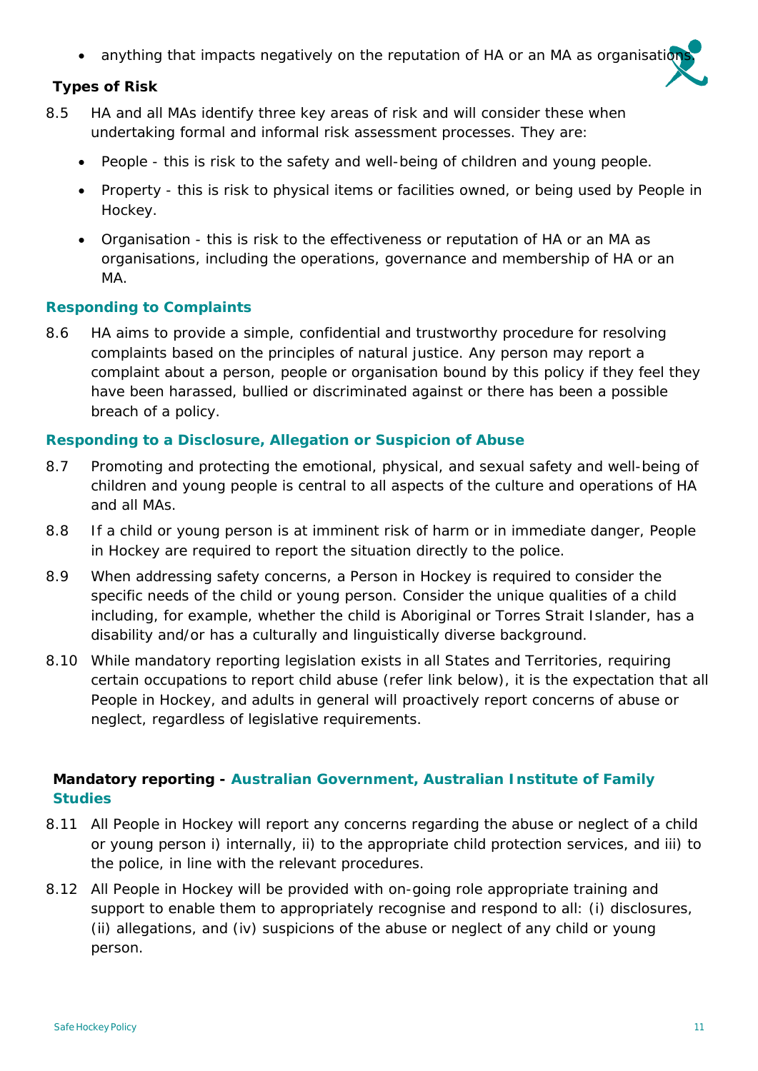- anything that impacts negatively on the reputation of HA or an MA as organisations.

**Types of Risk**

8.5 HA and all MAs identify three key areas of risk and will consider these when undertaking formal and informal risk assessment processes. They are:

- People - this is risk to the safety and well-being of children and young people.
- Property - this is risk to physical items or facilities owned, or being used by People in Hockey.
- Organisation - this is risk to the effectiveness or reputation of HA or an MA as organisations, including the operations, governance and membership of HA or an MA.

### Responding to Complaints

8.6 HA aims to provide a simple, confidential and trustworthy procedure for resolving complaints based on the principles of natural justice. Any person may report a complaint about a person, people or organisation bound by this policy if they feel they have been harassed, bullied or discriminated against or there has been a possible breach of a policy.

### Responding to a Disclosure, Allegation or Suspicion of Abuse

8.7 Promoting and protecting the emotional, physical, and sexual safety and well-being of children and young people is central to all aspects of the culture and operations of HA and all MAs.

8.8 If a child or young person is at imminent risk of harm or in immediate danger, People in Hockey are required to report the situation directly to the police.

8.9 When addressing safety concerns, a Person in Hockey is required to consider the specific needs of the child or young person. Consider the unique qualities of a child including, for example, whether the child is Aboriginal or Torres Strait Islander, has a disability and/or has a culturally and linguistically diverse background.

8.10 While mandatory reporting legislation exists in all States and Territories, requiring certain occupations to report child abuse (refer link below), it is the expectation that all People in Hockey, and adults in general will proactively report concerns of abuse or neglect, regardless of legislative requirements.

**Mandatory reporting - Australian Government, Australian Institute of Family Studies**

8.11 All People in Hockey will report any concerns regarding the abuse or neglect of a child or young person i) internally, ii) to the appropriate child protection services, and iii) to the police, in line with the relevant procedures.

8.12 All People in Hockey will be provided with on-going role appropriate training and support to enable them to appropriately recognise and respond to all: (i) disclosures, (ii) allegations, and (iv) suspicions of the abuse or neglect of any child or young person.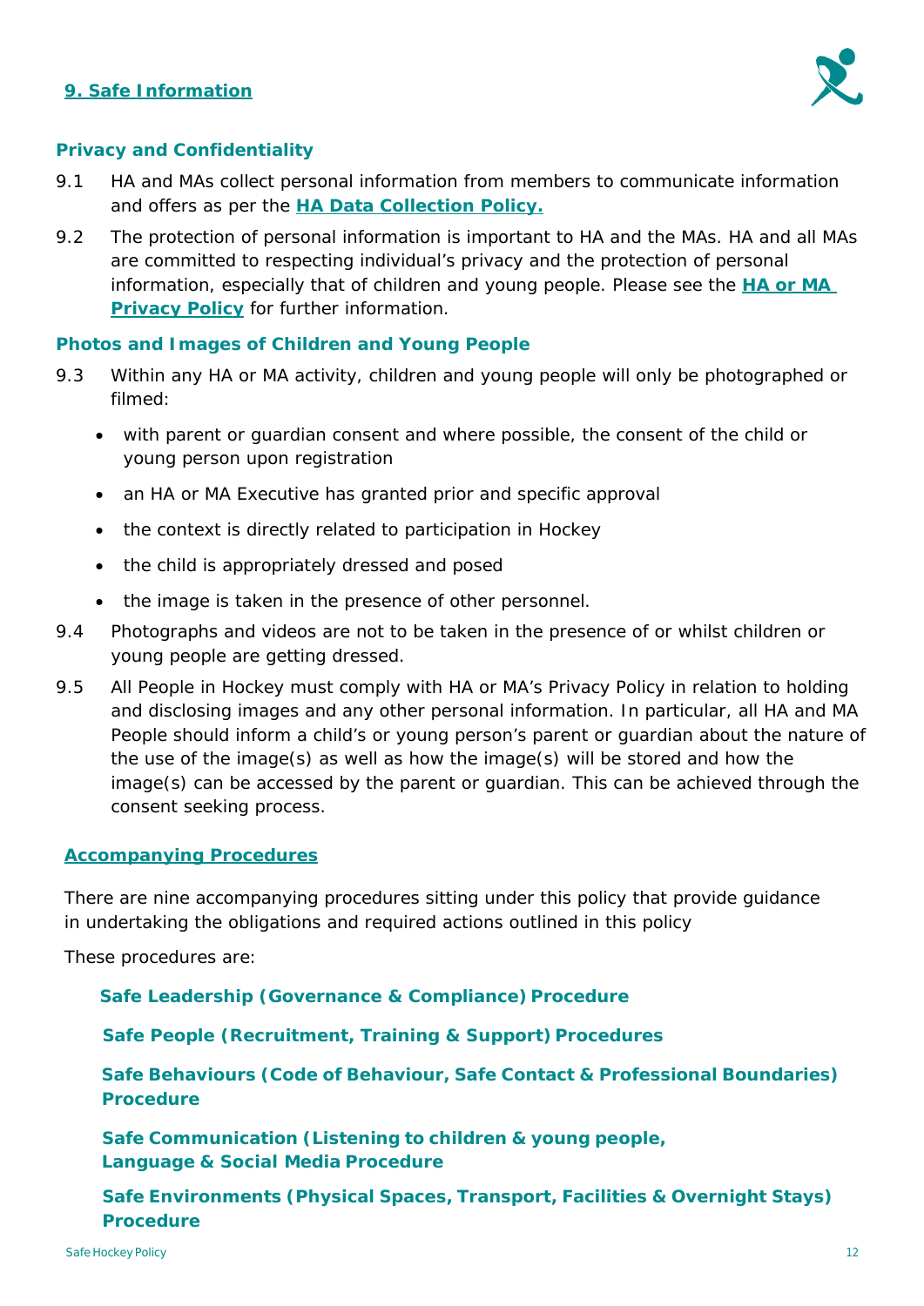## 9. Safe Information

### Privacy and Confidentiality

9.1 HA and MAs collect personal information from members to communicate information and offers as per the **HA Data Collection Policy.**

9.2 The protection of personal information is important to HA and the MAs. HA and all MAs are committed to respecting individual's privacy and the protection of personal information, especially that of children and young people. Please see the **HA or MA Privacy Policy** for further information.

### Photos and Images of Children and Young People

9.3 Within any HA or MA activity, children and young people will only be photographed or filmed:

- with parent or guardian consent and where possible, the consent of the child or young person upon registration
- an HA or MA Executive has granted prior and specific approval
- the context is directly related to participation in Hockey
- the child is appropriately dressed and posed
- the image is taken in the presence of other personnel.

9.4 Photographs and videos are not to be taken in the presence of or whilst children or young people are getting dressed.

9.5 All People in Hockey must comply with HA or MA's Privacy Policy in relation to holding and disclosing images and any other personal information. In particular, all HA and MA People should inform a child's or young person's parent or guardian about the nature of the use of the image(s) as well as how the image(s) will be stored and how the image(s) can be accessed by the parent or guardian. This can be achieved through the consent seeking process.

## Accompanying Procedures

There are nine accompanying procedures sitting under this policy that provide guidance in undertaking the obligations and required actions outlined in this policy

These procedures are:

**Safe Leadership (Governance & Compliance) Procedure**

**Safe People (Recruitment, Training & Support) Procedures**

**Safe Behaviours (Code of Behaviour, Safe Contact & Professional Boundaries) Procedure**

**Safe Communication (Listening to children & young people, Language & Social Media Procedure**

**Safe Environments (Physical Spaces, Transport, Facilities & Overnight Stays) Procedure**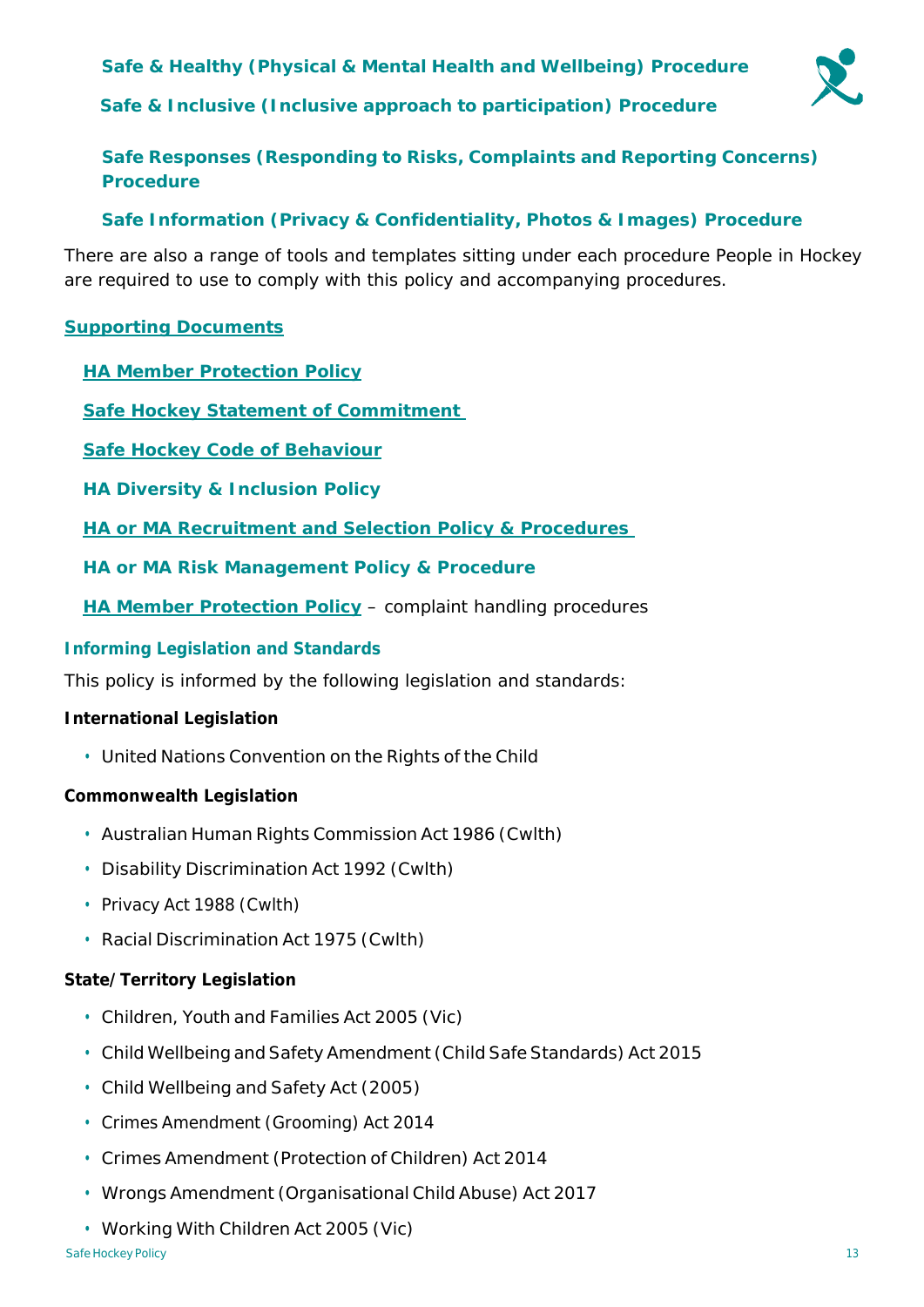**Safe & Healthy (Physical & Mental Health and Wellbeing) Procedure**

**Safe & Inclusive (Inclusive approach to participation) Procedure**

**Safe Responses (Responding to Risks, Complaints and Reporting Concerns) Procedure**

**Safe Information (Privacy & Confidentiality, Photos & Images) Procedure**

There are also a range of tools and templates sitting under each procedure People in Hockey are required to use to comply with this policy and accompanying procedures.

**Supporting Documents**

**HA Member Protection Policy**

**Safe Hockey Statement of Commitment**

**Safe Hockey Code of Behaviour**

**HA Diversity & Inclusion Policy**

**HA or MA Recruitment and Selection Policy & Procedures**

**HA or MA Risk Management Policy & Procedure**

**HA Member Protection Policy** – complaint handling procedures

### Informing Legislation and Standards

This policy is informed by the following legislation and standards:

**International Legislation**

- United Nations Convention on the Rights of the Child

**Commonwealth Legislation**

- Australian Human Rights Commission Act 1986 (Cwlth)
- Disability Discrimination Act 1992 (Cwlth)
- Privacy Act 1988 (Cwlth)
- Racial Discrimination Act 1975 (Cwlth)

**State/Territory Legislation**

- Children, Youth and Families Act 2005 (Vic)
- Child Wellbeing and Safety Amendment (Child Safe Standards) Act 2015
- Child Wellbeing and Safety Act (2005)
- Crimes Amendment (Grooming) Act 2014
- Crimes Amendment (Protection of Children) Act 2014
- Wrongs Amendment (Organisational Child Abuse) Act 2017
- Working With Children Act 2005 (Vic)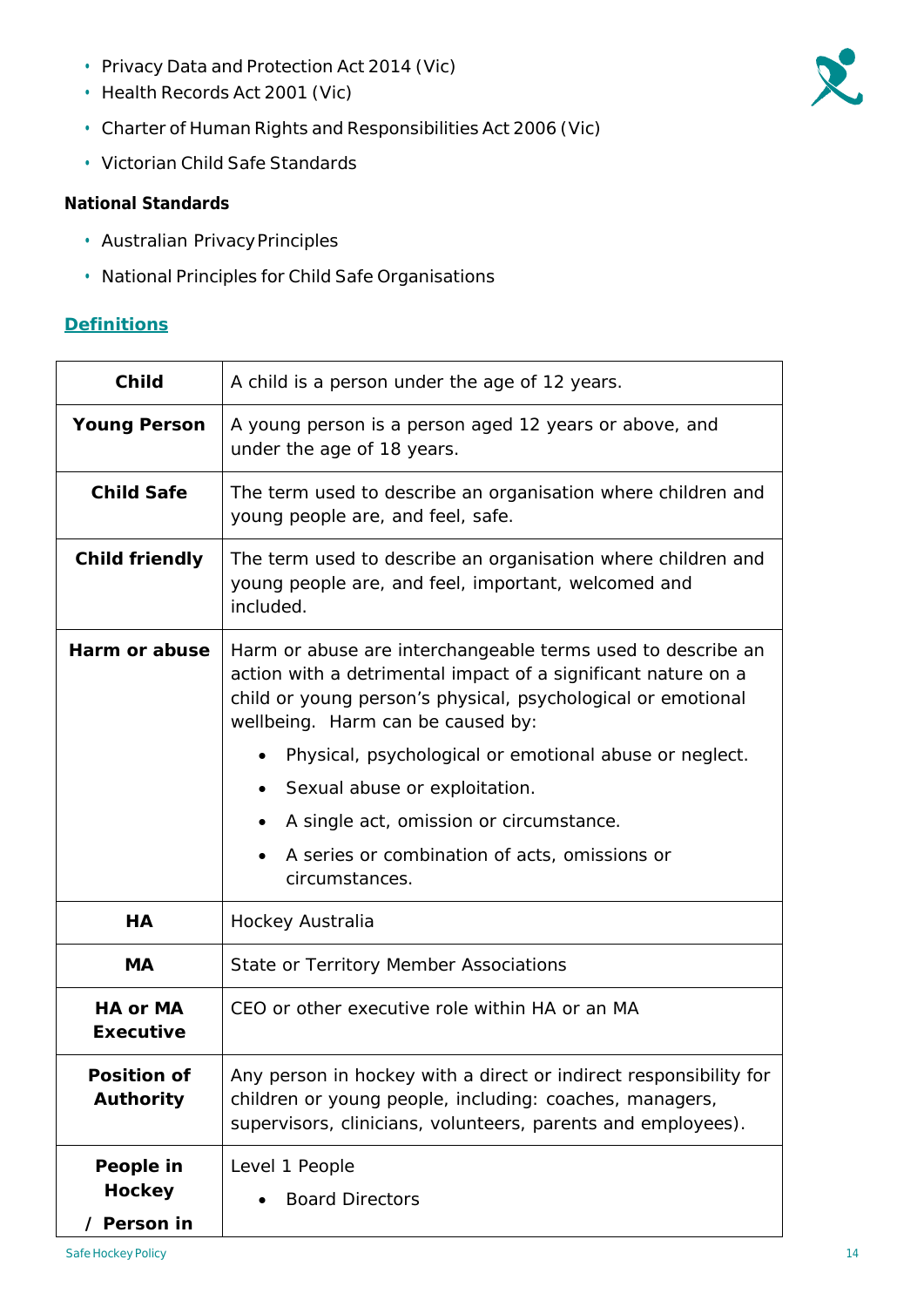- Privacy Data and Protection Act 2014 (Vic)
- Health Records Act 2001 (Vic)
- Charter of Human Rights and Responsibilities Act 2006 (Vic)
- Victorian Child Safe Standards

**National Standards**

- Australian Privacy Principles
- National Principles for Child Safe Organisations

## Definitions

| | |
|---|---|
| **Child** | A child is a person under the age of 12 years. |
| **Young Person** | A young person is a person aged 12 years or above, and under the age of 18 years. |
| **Child Safe** | The term used to describe an organisation where children and young people are, and feel, safe. |
| **Child friendly** | The term used to describe an organisation where children and young people are, and feel, important, welcomed and included. |
| **Harm or abuse** | Harm or abuse are interchangeable terms used to describe an action with a detrimental impact of a significant nature on a child or young person's physical, psychological or emotional wellbeing. Harm can be caused by:<br>• Physical, psychological or emotional abuse or neglect.<br>• Sexual abuse or exploitation.<br>• A single act, omission or circumstance.<br>• A series or combination of acts, omissions or circumstances. |
| **HA** | Hockey Australia |
| **MA** | State or Territory Member Associations |
| **HA or MA Executive** | CEO or other executive role within HA or an MA |
| **Position of Authority** | Any person in hockey with a direct or indirect responsibility for children or young people, including: coaches, managers, supervisors, clinicians, volunteers, parents and employees). |
| **People in Hockey / Person in** | Level 1 People<br>• Board Directors |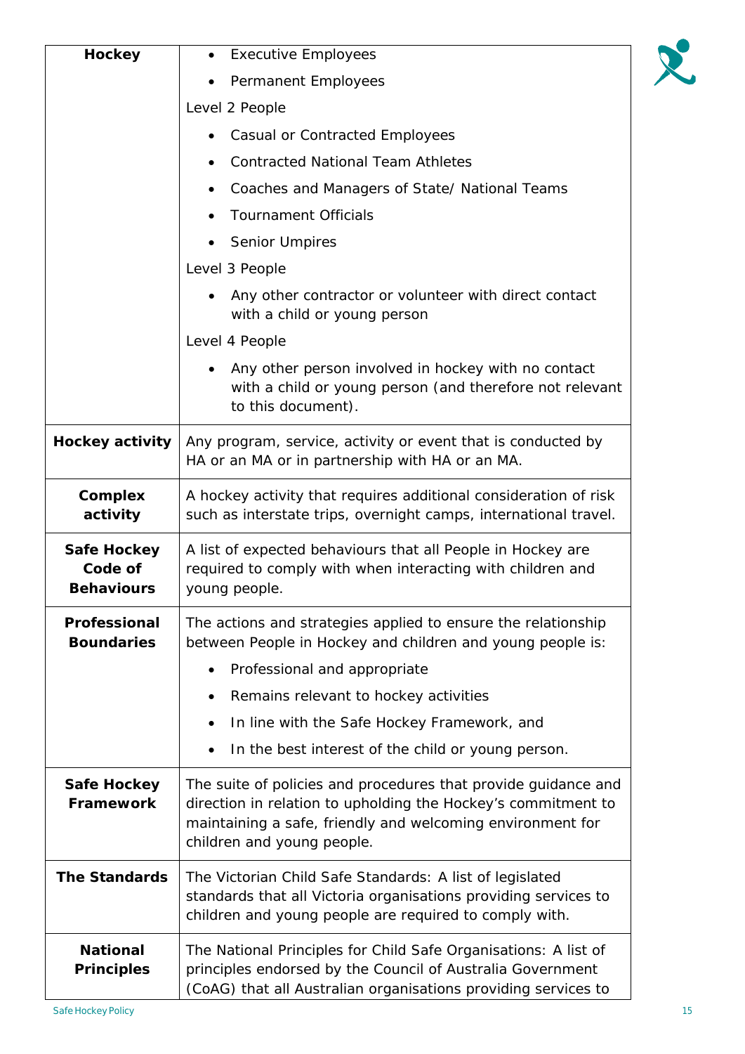| | |
|---|---|
| **Hockey** | • Executive Employees<br>• Permanent Employees<br>Level 2 People<br>• Casual or Contracted Employees<br>• Contracted National Team Athletes<br>• Coaches and Managers of State/ National Teams<br>• Tournament Officials<br>• Senior Umpires<br>Level 3 People<br>• Any other contractor or volunteer with direct contact with a child or young person<br>Level 4 People<br>• Any other person involved in hockey with no contact with a child or young person (and therefore not relevant to this document). |
| **Hockey activity** | Any program, service, activity or event that is conducted by HA or an MA or in partnership with HA or an MA. |
| **Complex activity** | A hockey activity that requires additional consideration of risk such as interstate trips, overnight camps, international travel. |
| **Safe Hockey Code of Behaviours** | A list of expected behaviours that all People in Hockey are required to comply with when interacting with children and young people. |
| **Professional Boundaries** | The actions and strategies applied to ensure the relationship between People in Hockey and children and young people is:<br>• Professional and appropriate<br>• Remains relevant to hockey activities<br>• In line with the Safe Hockey Framework, and<br>• In the best interest of the child or young person. |
| **Safe Hockey Framework** | The suite of policies and procedures that provide guidance and direction in relation to upholding the Hockey's commitment to maintaining a safe, friendly and welcoming environment for children and young people. |
| **The Standards** | The Victorian Child Safe Standards: A list of legislated standards that all Victoria organisations providing services to children and young people are required to comply with. |
| **National Principles** | The National Principles for Child Safe Organisations: A list of principles endorsed by the Council of Australia Government (CoAG) that all Australian organisations providing services to |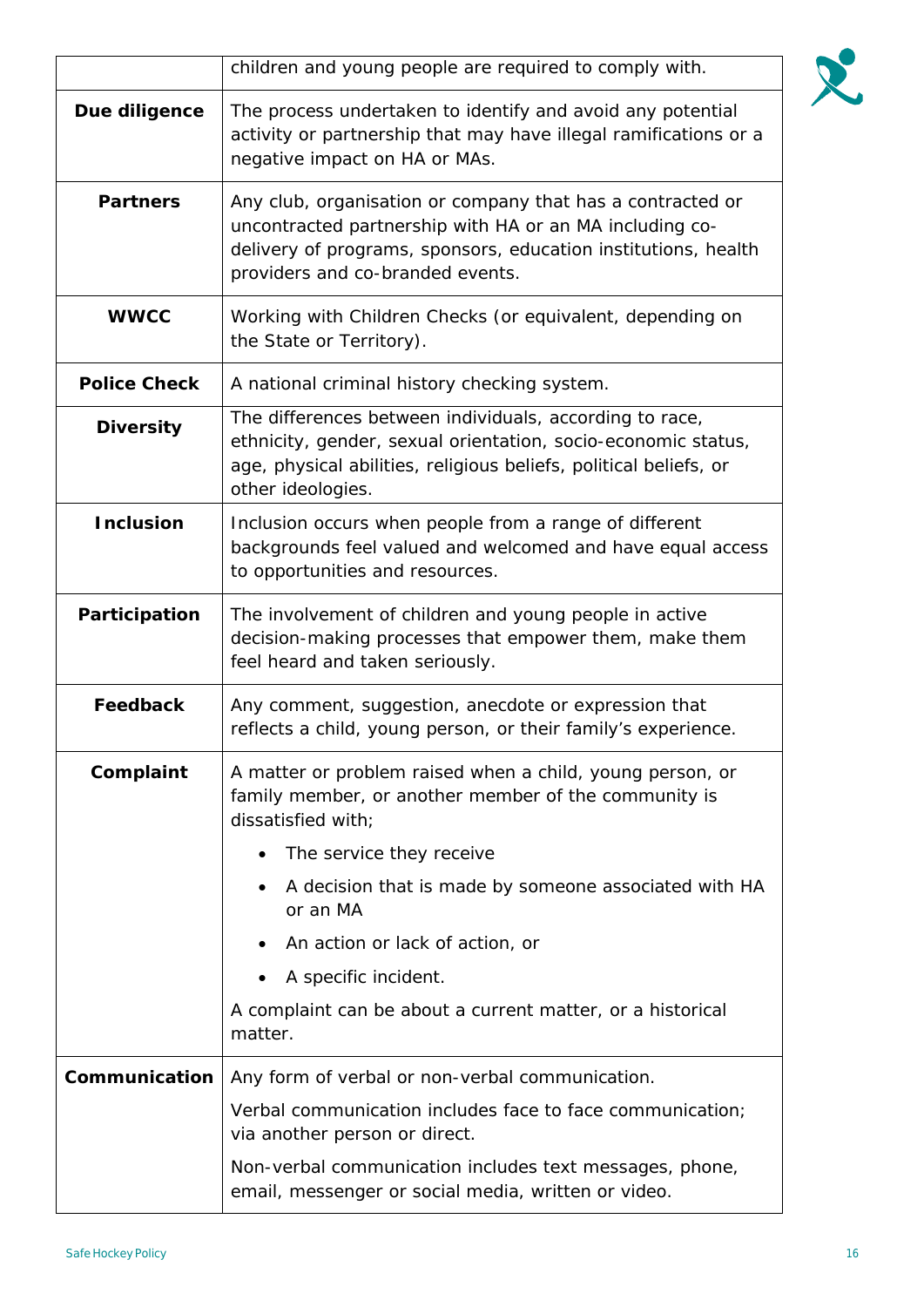| | |
|---|---|
| | children and young people are required to comply with. |
| **Due diligence** | The process undertaken to identify and avoid any potential activity or partnership that may have illegal ramifications or a negative impact on HA or MAs. |
| **Partners** | Any club, organisation or company that has a contracted or uncontracted partnership with HA or an MA including co-delivery of programs, sponsors, education institutions, health providers and co-branded events. |
| **WWCC** | Working with Children Checks (or equivalent, depending on the State or Territory). |
| **Police Check** | A national criminal history checking system. |
| **Diversity** | The differences between individuals, according to race, ethnicity, gender, sexual orientation, socio-economic status, age, physical abilities, religious beliefs, political beliefs, or other ideologies. |
| **Inclusion** | Inclusion occurs when people from a range of different backgrounds feel valued and welcomed and have equal access to opportunities and resources. |
| **Participation** | The involvement of children and young people in active decision-making processes that empower them, make them feel heard and taken seriously. |
| **Feedback** | Any comment, suggestion, anecdote or expression that reflects a child, young person, or their family's experience. |
| **Complaint** | A matter or problem raised when a child, young person, or family member, or another member of the community is dissatisfied with;<br>• The service they receive<br>• A decision that is made by someone associated with HA or an MA<br>• An action or lack of action, or<br>• A specific incident.<br>A complaint can be about a current matter, or a historical matter. |
| **Communication** | Any form of verbal or non-verbal communication.<br>Verbal communication includes face to face communication; via another person or direct.<br>Non-verbal communication includes text messages, phone, email, messenger or social media, written or video. |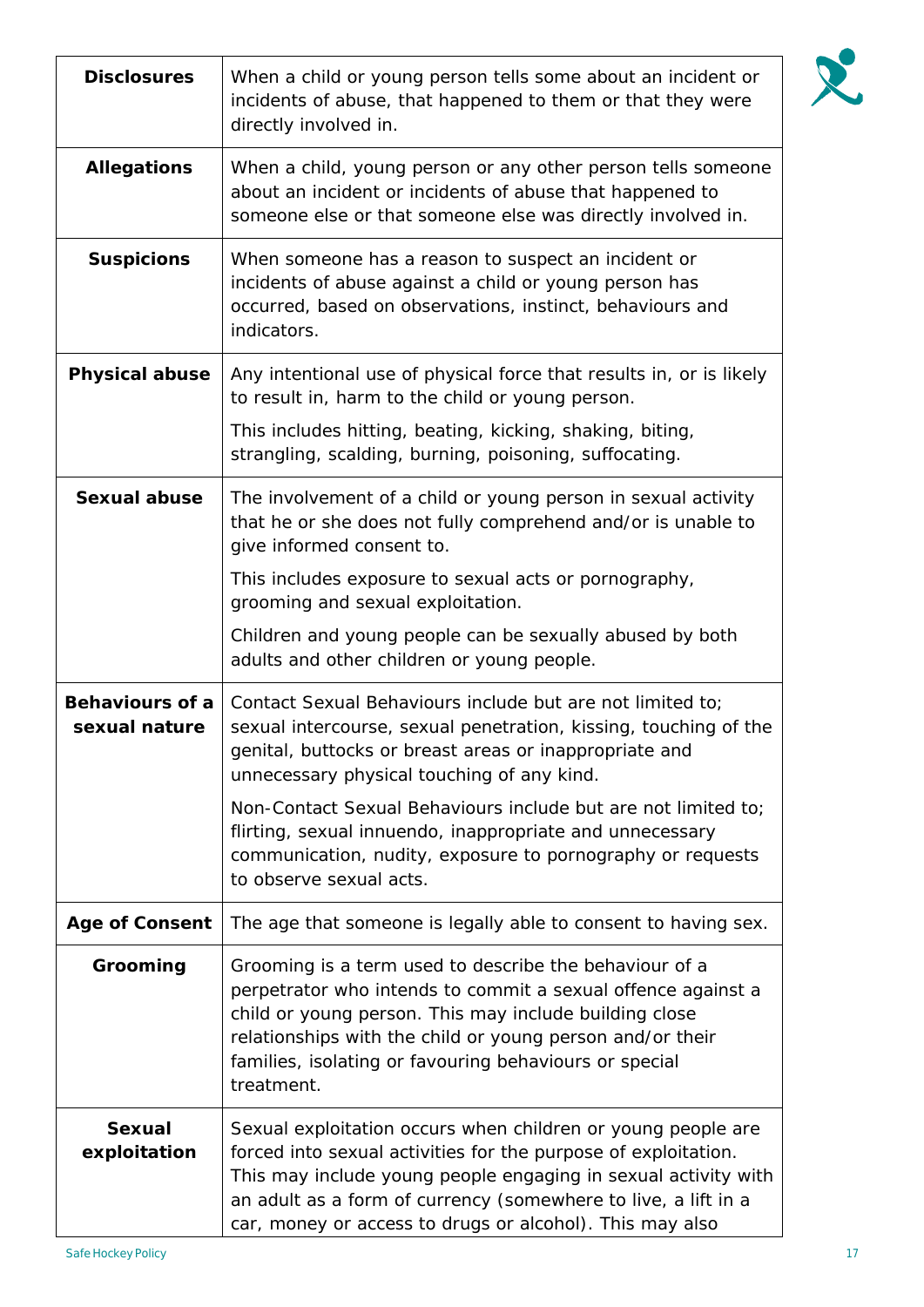| | |
|---|---|
| **Disclosures** | When a child or young person tells some about an incident or incidents of abuse, that happened to them or that they were directly involved in. |
| **Allegations** | When a child, young person or any other person tells someone about an incident or incidents of abuse that happened to someone else or that someone else was directly involved in. |
| **Suspicions** | When someone has a reason to suspect an incident or incidents of abuse against a child or young person has occurred, based on observations, instinct, behaviours and indicators. |
| **Physical abuse** | Any intentional use of physical force that results in, or is likely to result in, harm to the child or young person.<br><br>This includes hitting, beating, kicking, shaking, biting, strangling, scalding, burning, poisoning, suffocating. |
| **Sexual abuse** | The involvement of a child or young person in sexual activity that he or she does not fully comprehend and/or is unable to give informed consent to.<br><br>This includes exposure to sexual acts or pornography, grooming and sexual exploitation.<br><br>Children and young people can be sexually abused by both adults and other children or young people. |
| **Behaviours of a sexual nature** | Contact Sexual Behaviours include but are not limited to; sexual intercourse, sexual penetration, kissing, touching of the genital, buttocks or breast areas or inappropriate and unnecessary physical touching of any kind.<br><br>Non-Contact Sexual Behaviours include but are not limited to; flirting, sexual innuendo, inappropriate and unnecessary communication, nudity, exposure to pornography or requests to observe sexual acts. |
| **Age of Consent** | The age that someone is legally able to consent to having sex. |
| **Grooming** | Grooming is a term used to describe the behaviour of a perpetrator who intends to commit a sexual offence against a child or young person. This may include building close relationships with the child or young person and/or their families, isolating or favouring behaviours or special treatment. |
| **Sexual exploitation** | Sexual exploitation occurs when children or young people are forced into sexual activities for the purpose of exploitation. This may include young people engaging in sexual activity with an adult as a form of currency (somewhere to live, a lift in a car, money or access to drugs or alcohol). This may also |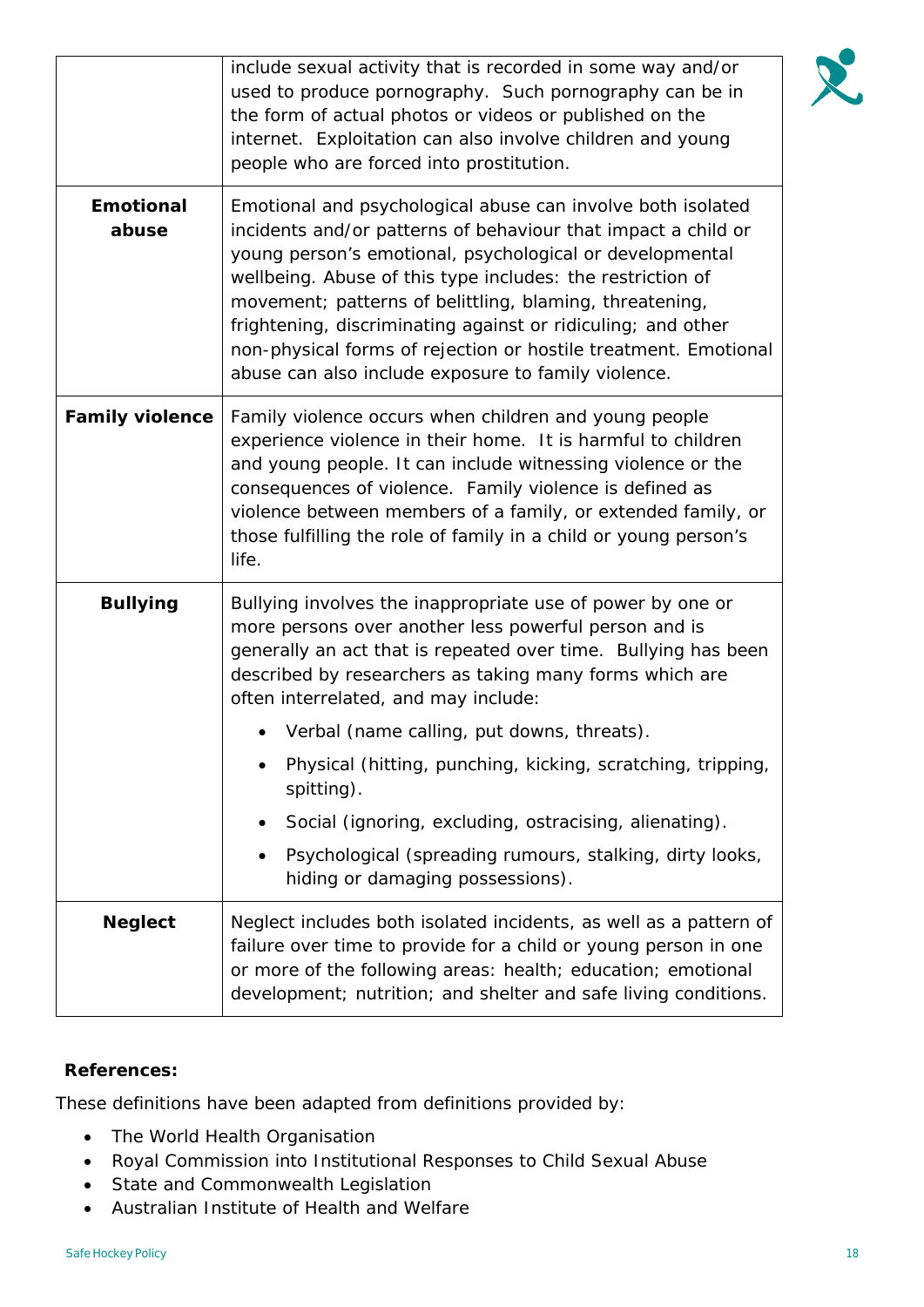|  |  |
| --- | --- |
|  | include sexual activity that is recorded in some way and/or used to produce pornography. Such pornography can be in the form of actual photos or videos or published on the internet. Exploitation can also involve children and young people who are forced into prostitution. |
| **Emotional abuse** | Emotional and psychological abuse can involve both isolated incidents and/or patterns of behaviour that impact a child or young person's emotional, psychological or developmental wellbeing. Abuse of this type includes: the restriction of movement; patterns of belittling, blaming, threatening, frightening, discriminating against or ridiculing; and other non-physical forms of rejection or hostile treatment. Emotional abuse can also include exposure to family violence. |
| **Family violence** | Family violence occurs when children and young people experience violence in their home. It is harmful to children and young people. It can include witnessing violence or the consequences of violence. Family violence is defined as violence between members of a family, or extended family, or those fulfilling the role of family in a child or young person's life. |
| **Bullying** | Bullying involves the inappropriate use of power by one or more persons over another less powerful person and is generally an act that is repeated over time. Bullying has been described by researchers as taking many forms which are often interrelated, and may include: <br>• Verbal (name calling, put downs, threats). <br>• Physical (hitting, punching, kicking, scratching, tripping, spitting). <br>• Social (ignoring, excluding, ostracising, alienating). <br>• Psychological (spreading rumours, stalking, dirty looks, hiding or damaging possessions). |
| **Neglect** | Neglect includes both isolated incidents, as well as a pattern of failure over time to provide for a child or young person in one or more of the following areas: health; education; emotional development; nutrition; and shelter and safe living conditions. |

**References:**

These definitions have been adapted from definitions provided by:

- The World Health Organisation
- Royal Commission into Institutional Responses to Child Sexual Abuse
- State and Commonwealth Legislation
- Australian Institute of Health and Welfare